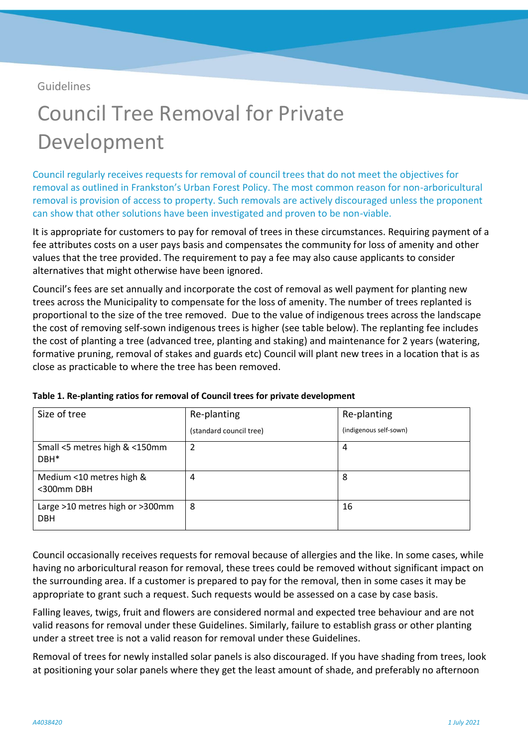Guidelines

# Council Tree Removal for Private Development

Council regularly receives requests for removal of council trees that do not meet the objectives for removal as outlined in Frankston's Urban Forest Policy. The most common reason for non-arboricultural removal is provision of access to property. Such removals are actively discouraged unless the proponent can show that other solutions have been investigated and proven to be non-viable.

It is appropriate for customers to pay for removal of trees in these circumstances. Requiring payment of a fee attributes costs on a user pays basis and compensates the community for loss of amenity and other values that the tree provided. The requirement to pay a fee may also cause applicants to consider alternatives that might otherwise have been ignored.

Council's fees are set annually and incorporate the cost of removal as well payment for planting new trees across the Municipality to compensate for the loss of amenity. The number of trees replanted is proportional to the size of the tree removed. Due to the value of indigenous trees across the landscape the cost of removing self-sown indigenous trees is higher (see table below). The replanting fee includes the cost of planting a tree (advanced tree, planting and staking) and maintenance for 2 years (watering, formative pruning, removal of stakes and guards etc) Council will plant new trees in a location that is as close as practicable to where the tree has been removed.

**Table 1. Re-planting ratios for removal of Council trees for private development**

| Size of tree | Re-planting (standard council tree) | Re-planting (indigenous self-sown) |
|---|---|---|
| Small <5 metres high & <150mm DBH* | 2 | 4 |
| Medium <10 metres high & <300mm DBH | 4 | 8 |
| Large >10 metres high or >300mm DBH | 8 | 16 |

Council occasionally receives requests for removal because of allergies and the like. In some cases, while having no arboricultural reason for removal, these trees could be removed without significant impact on the surrounding area. If a customer is prepared to pay for the removal, then in some cases it may be appropriate to grant such a request. Such requests would be assessed on a case by case basis.

Falling leaves, twigs, fruit and flowers are considered normal and expected tree behaviour and are not valid reasons for removal under these Guidelines. Similarly, failure to establish grass or other planting under a street tree is not a valid reason for removal under these Guidelines.

Removal of trees for newly installed solar panels is also discouraged. If you have shading from trees, look at positioning your solar panels where they get the least amount of shade, and preferably no afternoon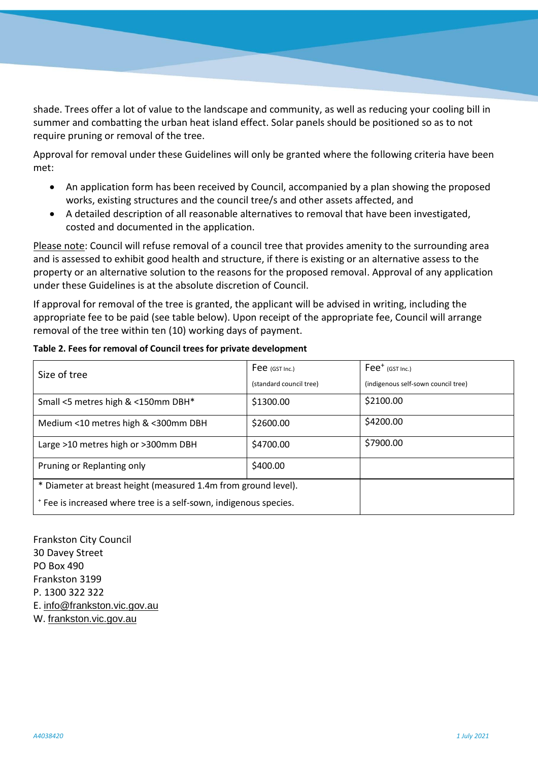shade. Trees offer a lot of value to the landscape and community, as well as reducing your cooling bill in summer and combatting the urban heat island effect. Solar panels should be positioned so as to not require pruning or removal of the tree.

Approval for removal under these Guidelines will only be granted where the following criteria have been met:

- An application form has been received by Council, accompanied by a plan showing the proposed works, existing structures and the council tree/s and other assets affected, and
- A detailed description of all reasonable alternatives to removal that have been investigated, costed and documented in the application.

Please note: Council will refuse removal of a council tree that provides amenity to the surrounding area and is assessed to exhibit good health and structure, if there is existing or an alternative assess to the property or an alternative solution to the reasons for the proposed removal. Approval of any application under these Guidelines is at the absolute discretion of Council.

If approval for removal of the tree is granted, the applicant will be advised in writing, including the appropriate fee to be paid (see table below). Upon receipt of the appropriate fee, Council will arrange removal of the tree within ten (10) working days of payment.

**Table 2. Fees for removal of Council trees for private development**

| Size of tree | Fee (GST Inc.) (standard council tree) | Fee⁺ (GST Inc.) (indigenous self-sown council tree) |
|---|---|---|
| Small <5 metres high & <150mm DBH* | $1300.00 | $2100.00 |
| Medium <10 metres high & <300mm DBH | $2600.00 | $4200.00 |
| Large >10 metres high or >300mm DBH | $4700.00 | $7900.00 |
| Pruning or Replanting only | $400.00 | |
| * Diameter at breast height (measured 1.4m from ground level). ⁺ Fee is increased where tree is a self-sown, indigenous species. | | |

Frankston City Council
30 Davey Street
PO Box 490
Frankston 3199
P. 1300 322 322
E. info@frankston.vic.gov.au
W. frankston.vic.gov.au

*A4038420* *1 July 2021*